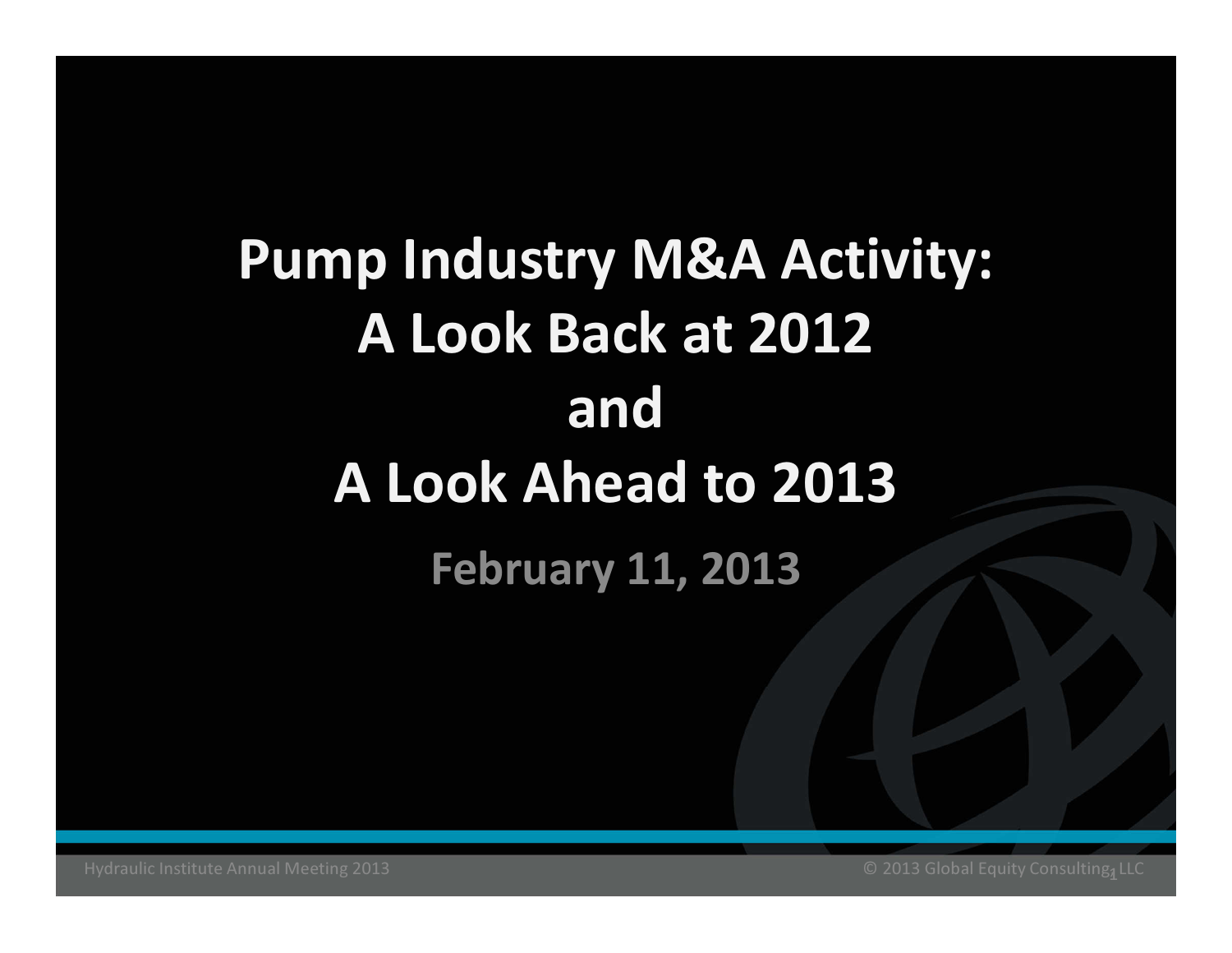# Pump Industry M&A Activity: A Look Back at 2012 and A Look Ahead to 2013

## February 11, 2013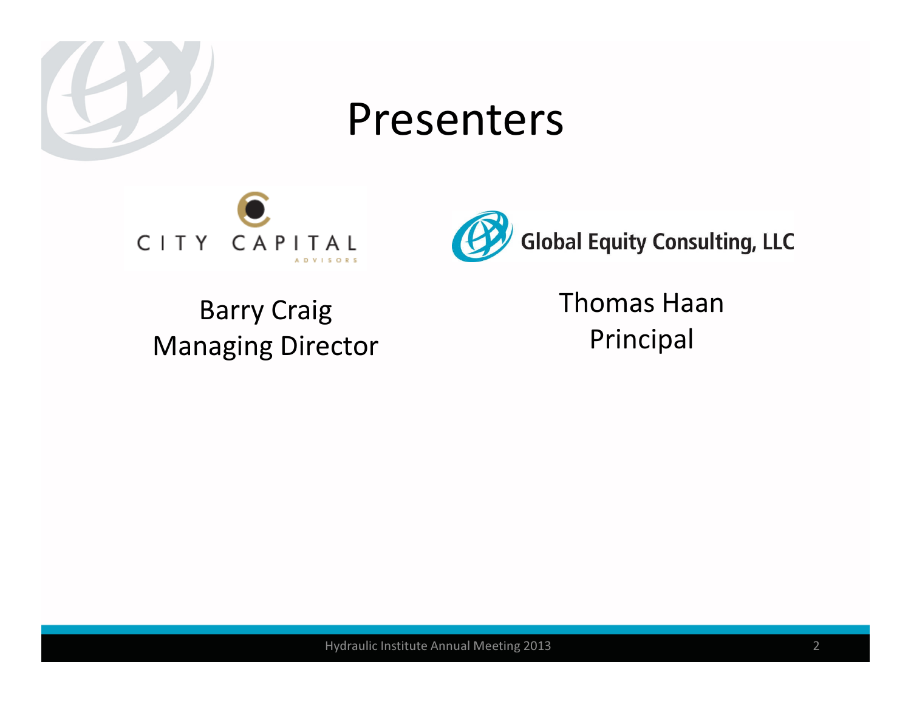# Presenters

CITY CAPITAL ADVISORS

Barry Craig
Managing Director

Global Equity Consulting, LLC

Thomas Haan
Principal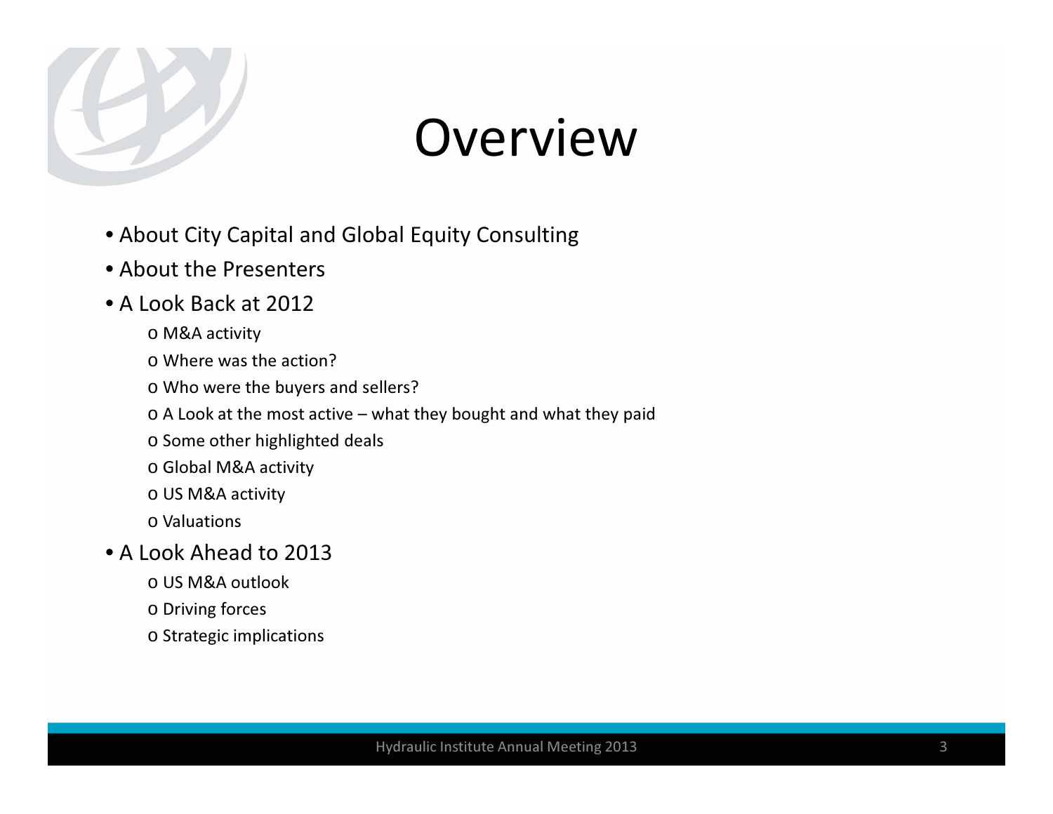# Overview

- About City Capital and Global Equity Consulting
- About the Presenters
- A Look Back at 2012
    - M&A activity
    - Where was the action?
    - Who were the buyers and sellers?
    - A Look at the most active – what they bought and what they paid
    - Some other highlighted deals
    - Global M&A activity
    - US M&A activity
    - Valuations
- A Look Ahead to 2013
    - US M&A outlook
    - Driving forces
    - Strategic implications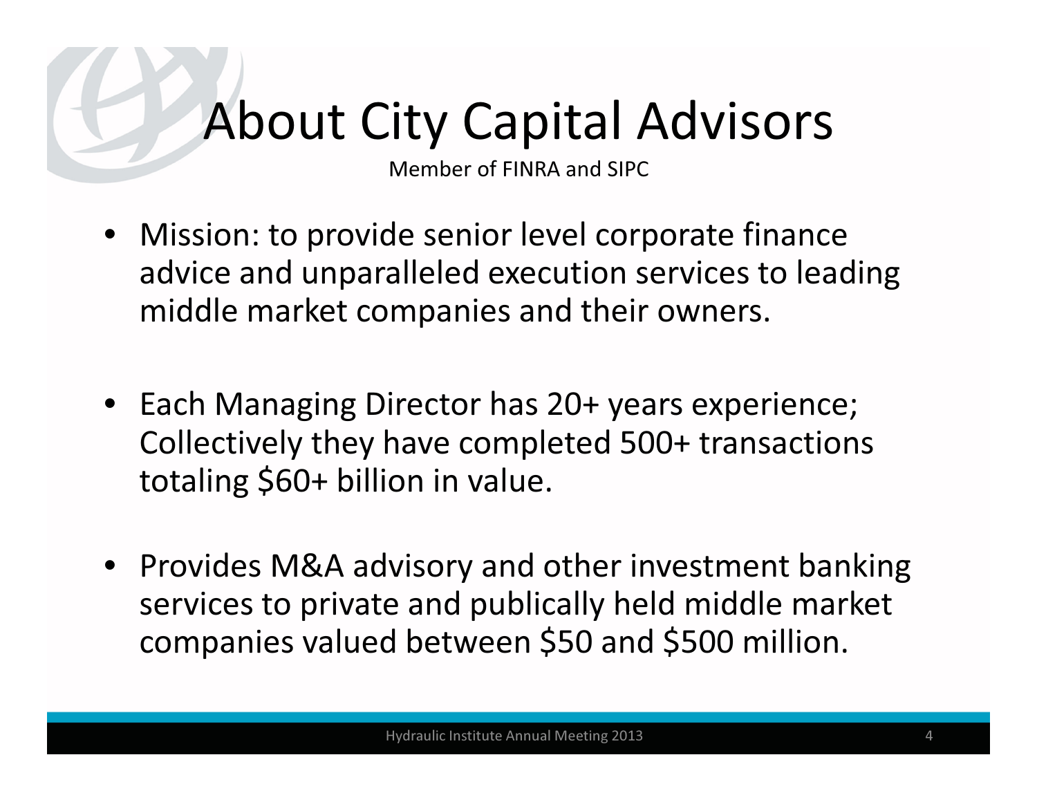# About City Capital Advisors

Member of FINRA and SIPC

- Mission: to provide senior level corporate finance advice and unparalleled execution services to leading middle market companies and their owners.
- Each Managing Director has 20+ years experience; Collectively they have completed 500+ transactions totaling $60+ billion in value.
- Provides M&A advisory and other investment banking services to private and publically held middle market companies valued between $50 and $500 million.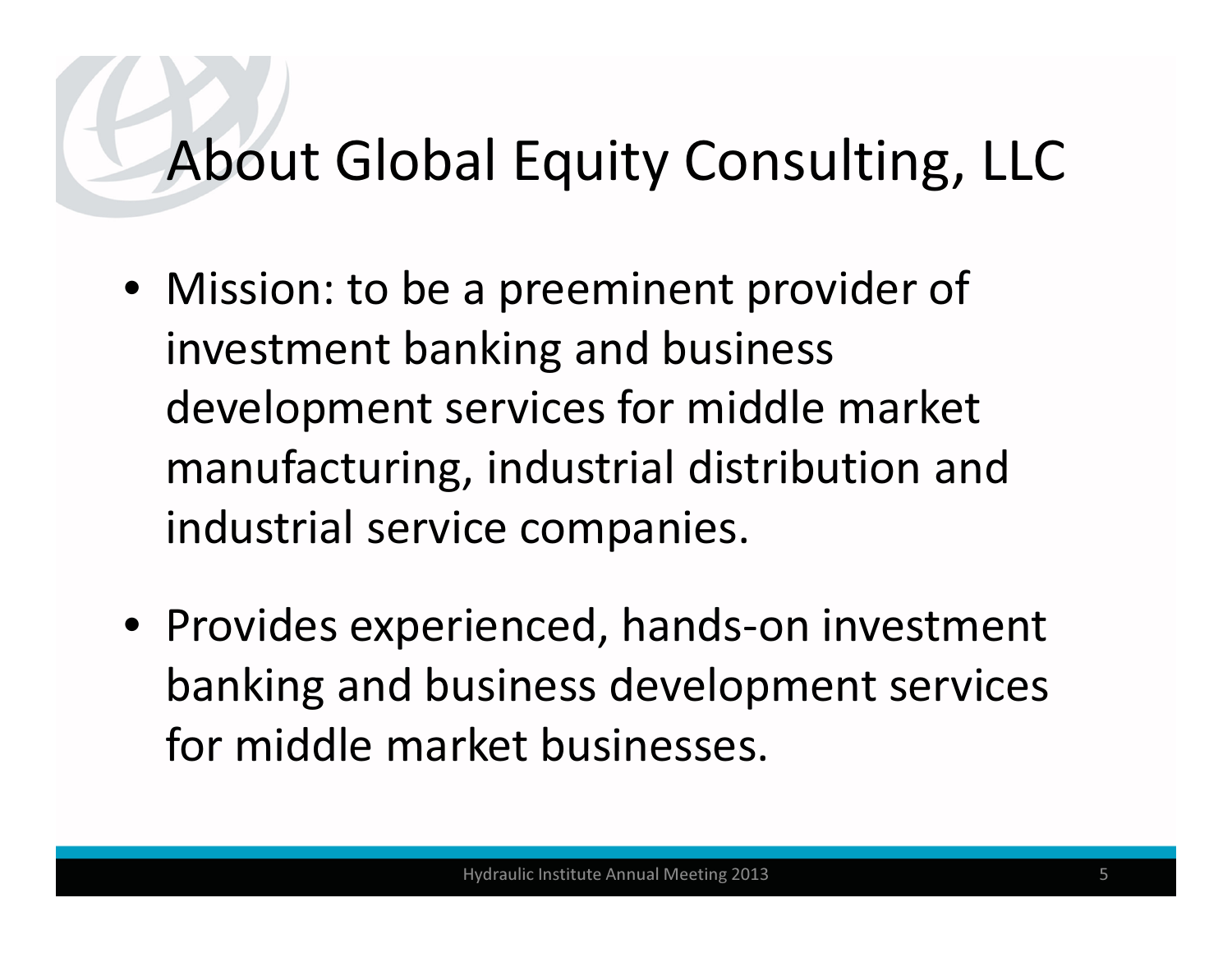# About Global Equity Consulting, LLC

- Mission: to be a preeminent provider of investment banking and business development services for middle market manufacturing, industrial distribution and industrial service companies.
- Provides experienced, hands-on investment banking and business development services for middle market businesses.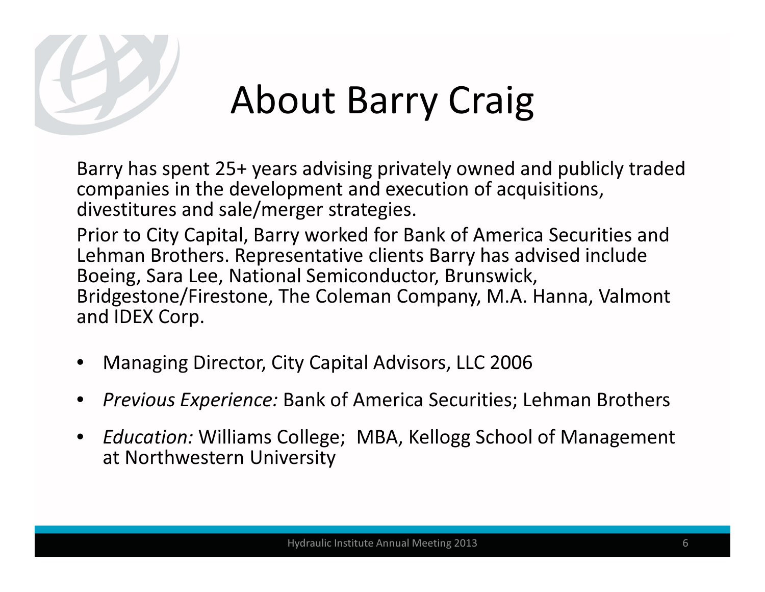# About Barry Craig

Barry has spent 25+ years advising privately owned and publicly traded companies in the development and execution of acquisitions, divestitures and sale/merger strategies.

Prior to City Capital, Barry worked for Bank of America Securities and Lehman Brothers. Representative clients Barry has advised include Boeing, Sara Lee, National Semiconductor, Brunswick, Bridgestone/Firestone, The Coleman Company, M.A. Hanna, Valmont and IDEX Corp.

- Managing Director, City Capital Advisors, LLC 2006
- *Previous Experience:* Bank of America Securities; Lehman Brothers
- *Education:* Williams College; MBA, Kellogg School of Management at Northwestern University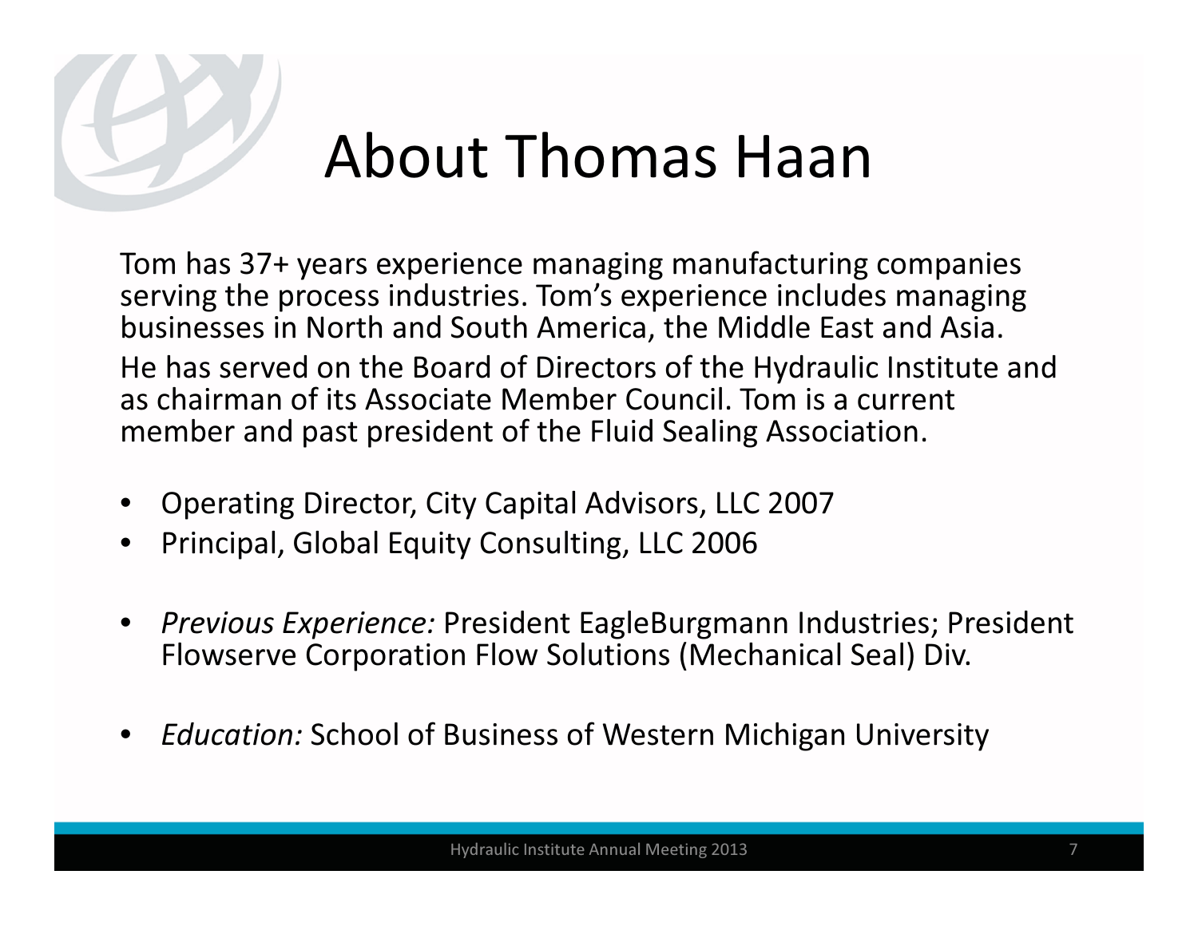# About Thomas Haan

Tom has 37+ years experience managing manufacturing companies serving the process industries. Tom's experience includes managing businesses in North and South America, the Middle East and Asia.

He has served on the Board of Directors of the Hydraulic Institute and as chairman of its Associate Member Council. Tom is a current member and past president of the Fluid Sealing Association.

- Operating Director, City Capital Advisors, LLC 2007
- Principal, Global Equity Consulting, LLC 2006

- *Previous Experience:* President EagleBurgmann Industries; President Flowserve Corporation Flow Solutions (Mechanical Seal) Div.

- *Education:* School of Business of Western Michigan University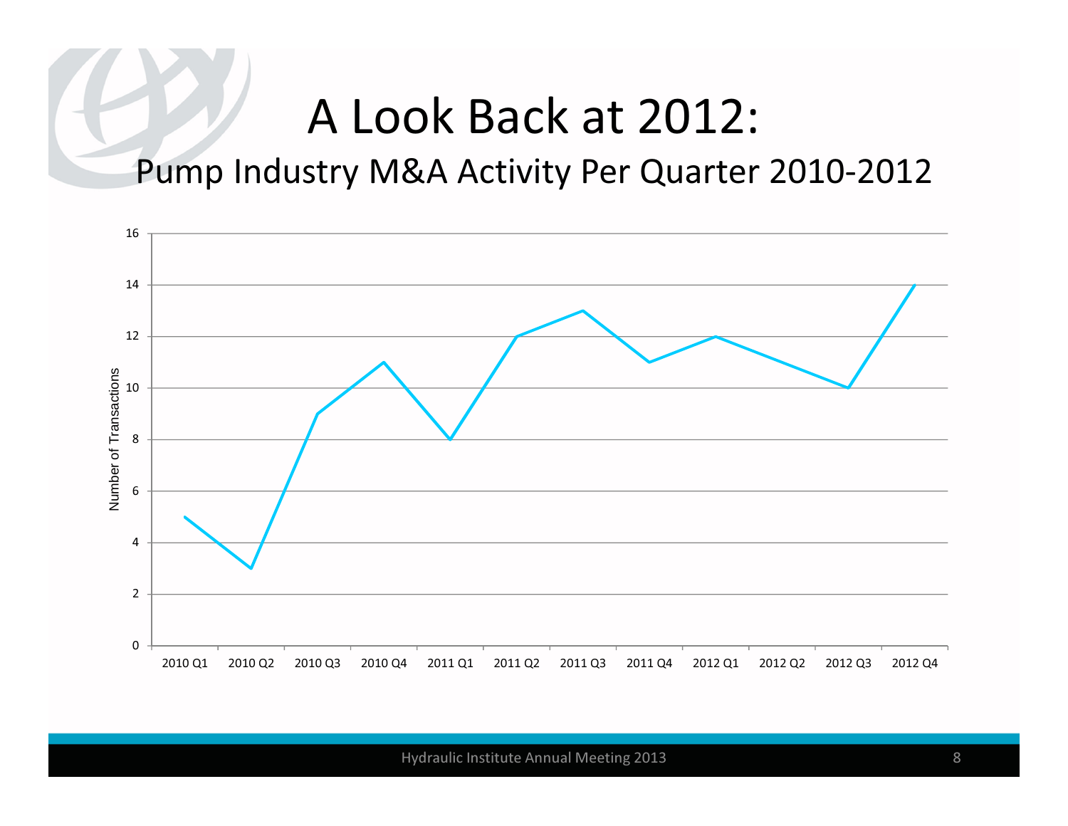# A Look Back at 2012:

## Pump Industry M&A Activity Per Quarter 2010-2012

| Quarter | Number of Transactions |
|---|---|
| 2010 Q1 | 5 |
| 2010 Q2 | 3 |
| 2010 Q3 | 9 |
| 2010 Q4 | 11 |
| 2011 Q1 | 8 |
| 2011 Q2 | 12 |
| 2011 Q3 | 13 |
| 2011 Q4 | 11 |
| 2012 Q1 | 12 |
| 2012 Q2 | |
| 2012 Q3 | 10 |
| 2012 Q4 | 14 |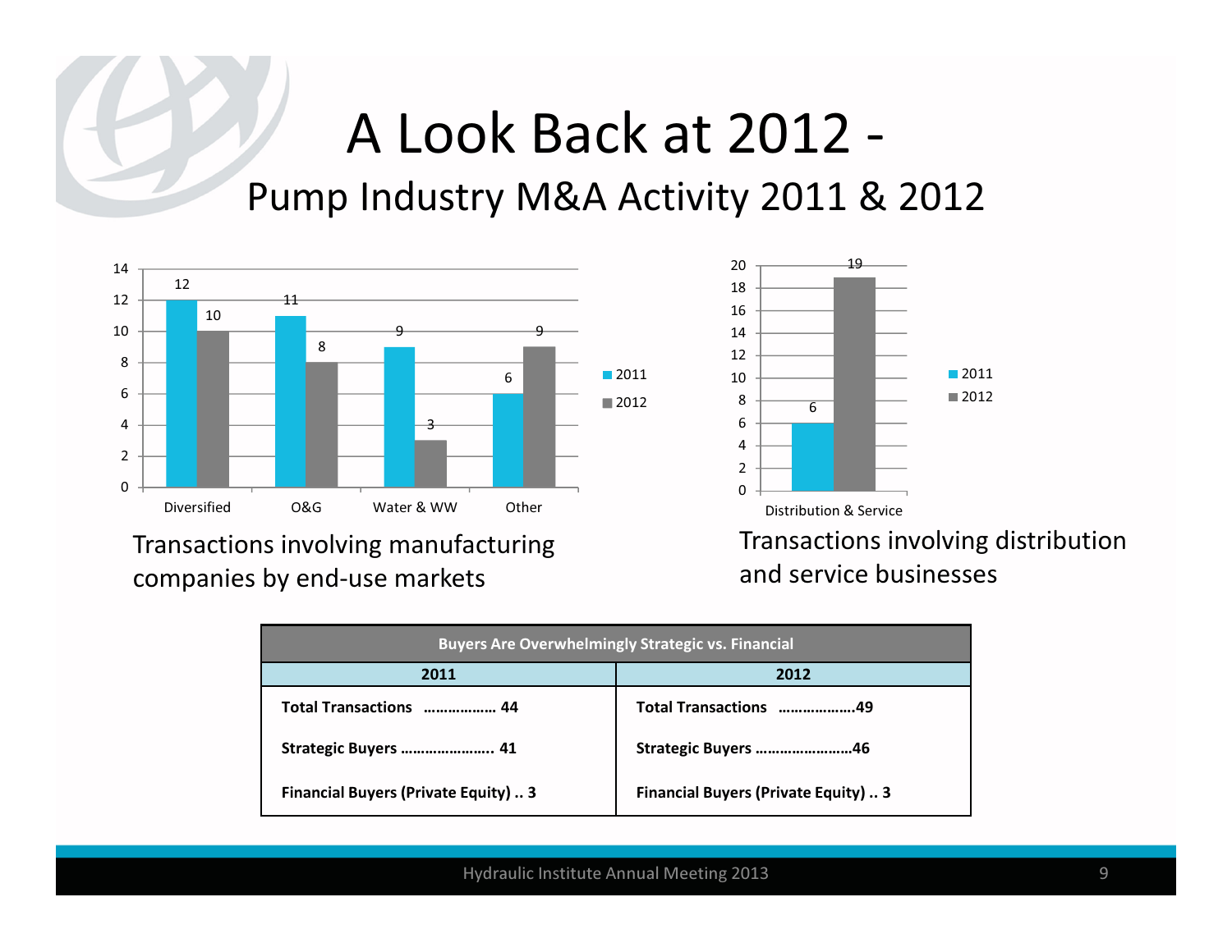# A Look Back at 2012 -

## Pump Industry M&A Activity 2011 & 2012

| | 2011 | 2012 |
|---|---|---|
| Diversified | 12 | 10 |
| O&G | 11 | 8 |
| Water & WW | 9 | 3 |
| Other | 6 | 9 |

Transactions involving manufacturing companies by end-use markets

| | 2011 | 2012 |
|---|---|---|
| Distribution & Service | 6 | 19 |

Transactions involving distribution and service businesses

| Buyers Are Overwhelmingly Strategic vs. Financial | |
|---|---|
| **2011** | **2012** |
| **Total Transactions ……………… 44** | **Total Transactions ……………….49** |
| **Strategic Buyers ………………….. 41** | **Strategic Buyers ……………………46** |
| **Financial Buyers (Private Equity) .. 3** | **Financial Buyers (Private Equity) .. 3** |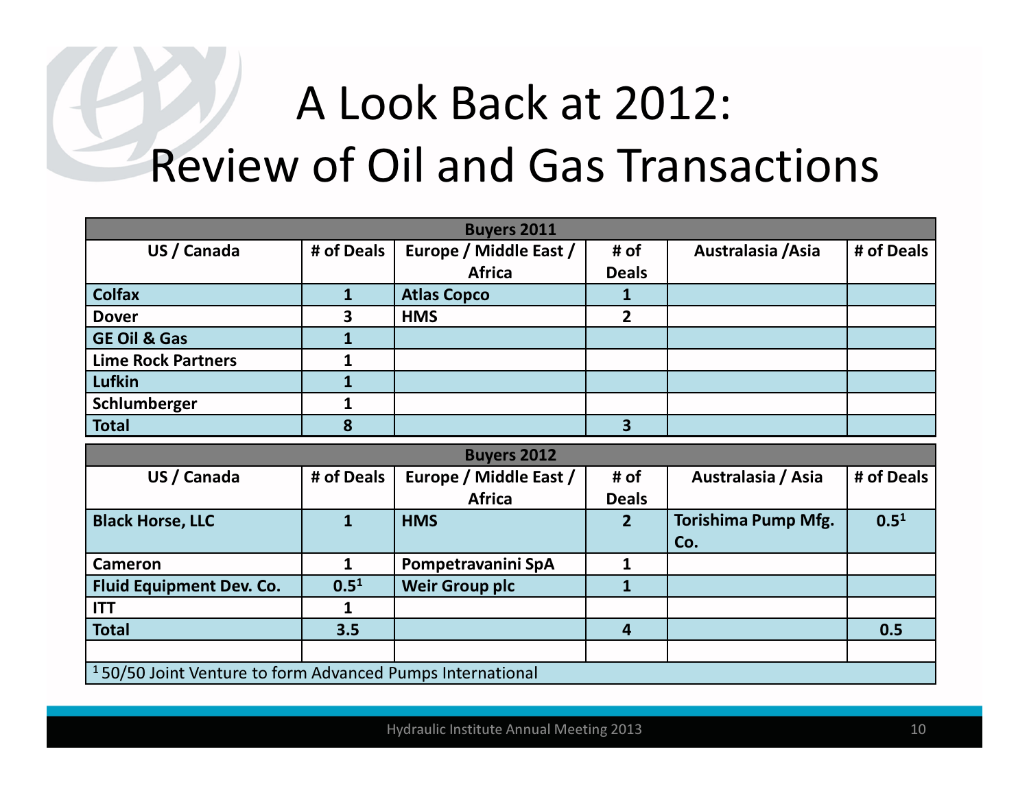# A Look Back at 2012: Review of Oil and Gas Transactions

| Buyers 2011 | | | | | |
|---|---|---|---|---|---|
| **US / Canada** | **# of Deals** | **Europe / Middle East / Africa** | **# of Deals** | **Australasia /Asia** | **# of Deals** |
| **Colfax** | **1** | **Atlas Copco** | **1** | | |
| **Dover** | **3** | **HMS** | **2** | | |
| **GE Oil & Gas** | **1** | | | | |
| **Lime Rock Partners** | **1** | | | | |
| **Lufkin** | **1** | | | | |
| **Schlumberger** | **1** | | | | |
| **Total** | **8** | | **3** | | |

| Buyers 2012 | | | | | |
|---|---|---|---|---|---|
| **US / Canada** | **# of Deals** | **Europe / Middle East / Africa** | **# of Deals** | **Australasia / Asia** | **# of Deals** |
| **Black Horse, LLC** | **1** | **HMS** | **2** | **Torishima Pump Mfg. Co.** | **0.5[1]** |
| **Cameron** | **1** | **Pompetravanini SpA** | **1** | | |
| **Fluid Equipment Dev. Co.** | **0.5[1]** | **Weir Group plc** | **1** | | |
| **ITT** | **1** | | | | |
| **Total** | **3.5** | | **4** | | **0.5** |

[1] 50/50 Joint Venture to form Advanced Pumps International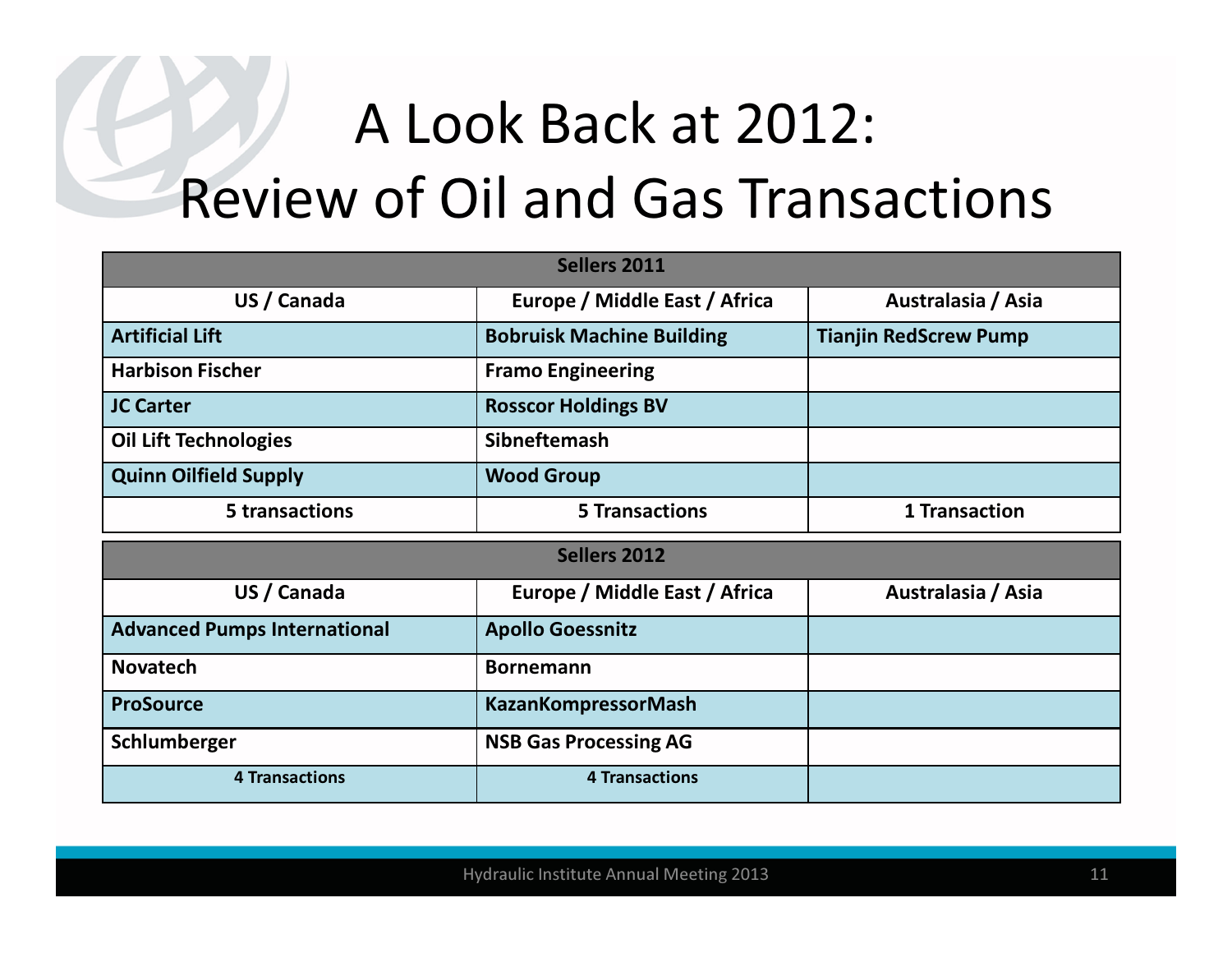# A Look Back at 2012: Review of Oil and Gas Transactions

| Sellers 2011 | | |
|---|---|---|
| **US / Canada** | **Europe / Middle East / Africa** | **Australasia / Asia** |
| **Artificial Lift** | **Bobruisk Machine Building** | **Tianjin RedScrew Pump** |
| **Harbison Fischer** | **Framo Engineering** | |
| **JC Carter** | **Rosscor Holdings BV** | |
| **Oil Lift Technologies** | **Sibneftemash** | |
| **Quinn Oilfield Supply** | **Wood Group** | |
| **5 transactions** | **5 Transactions** | **1 Transaction** |

| Sellers 2012 | | |
|---|---|---|
| **US / Canada** | **Europe / Middle East / Africa** | **Australasia / Asia** |
| **Advanced Pumps International** | **Apollo Goessnitz** | |
| **Novatech** | **Bornemann** | |
| **ProSource** | **KazanKompressorMash** | |
| **Schlumberger** | **NSB Gas Processing AG** | |
| **4 Transactions** | **4 Transactions** | |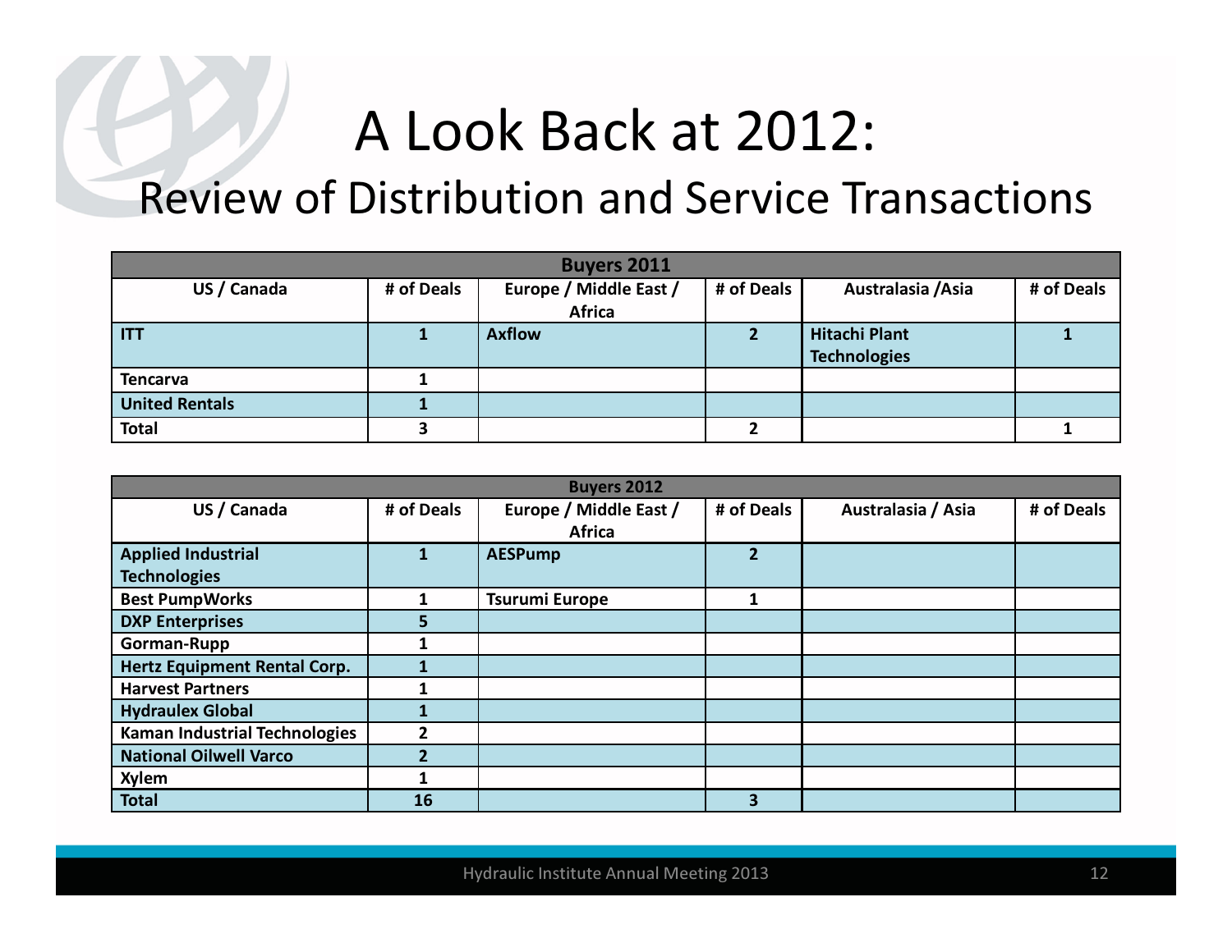# A Look Back at 2012:

## Review of Distribution and Service Transactions

| Buyers 2011 | | | | | |
|---|---|---|---|---|---|
| **US / Canada** | **# of Deals** | **Europe / Middle East / Africa** | **# of Deals** | **Australasia /Asia** | **# of Deals** |
| **ITT** | **1** | **Axflow** | **2** | **Hitachi Plant Technologies** | **1** |
| **Tencarva** | **1** | | | | |
| **United Rentals** | **1** | | | | |
| **Total** | **3** | | **2** | | **1** |

| Buyers 2012 | | | | | |
|---|---|---|---|---|---|
| **US / Canada** | **# of Deals** | **Europe / Middle East / Africa** | **# of Deals** | **Australasia / Asia** | **# of Deals** |
| **Applied Industrial Technologies** | **1** | **AESPump** | **2** | | |
| **Best PumpWorks** | **1** | **Tsurumi Europe** | **1** | | |
| **DXP Enterprises** | **5** | | | | |
| **Gorman-Rupp** | **1** | | | | |
| **Hertz Equipment Rental Corp.** | **1** | | | | |
| **Harvest Partners** | **1** | | | | |
| **Hydraulex Global** | **1** | | | | |
| **Kaman Industrial Technologies** | **2** | | | | |
| **National Oilwell Varco** | **2** | | | | |
| **Xylem** | **1** | | | | |
| **Total** | **16** | | **3** | | |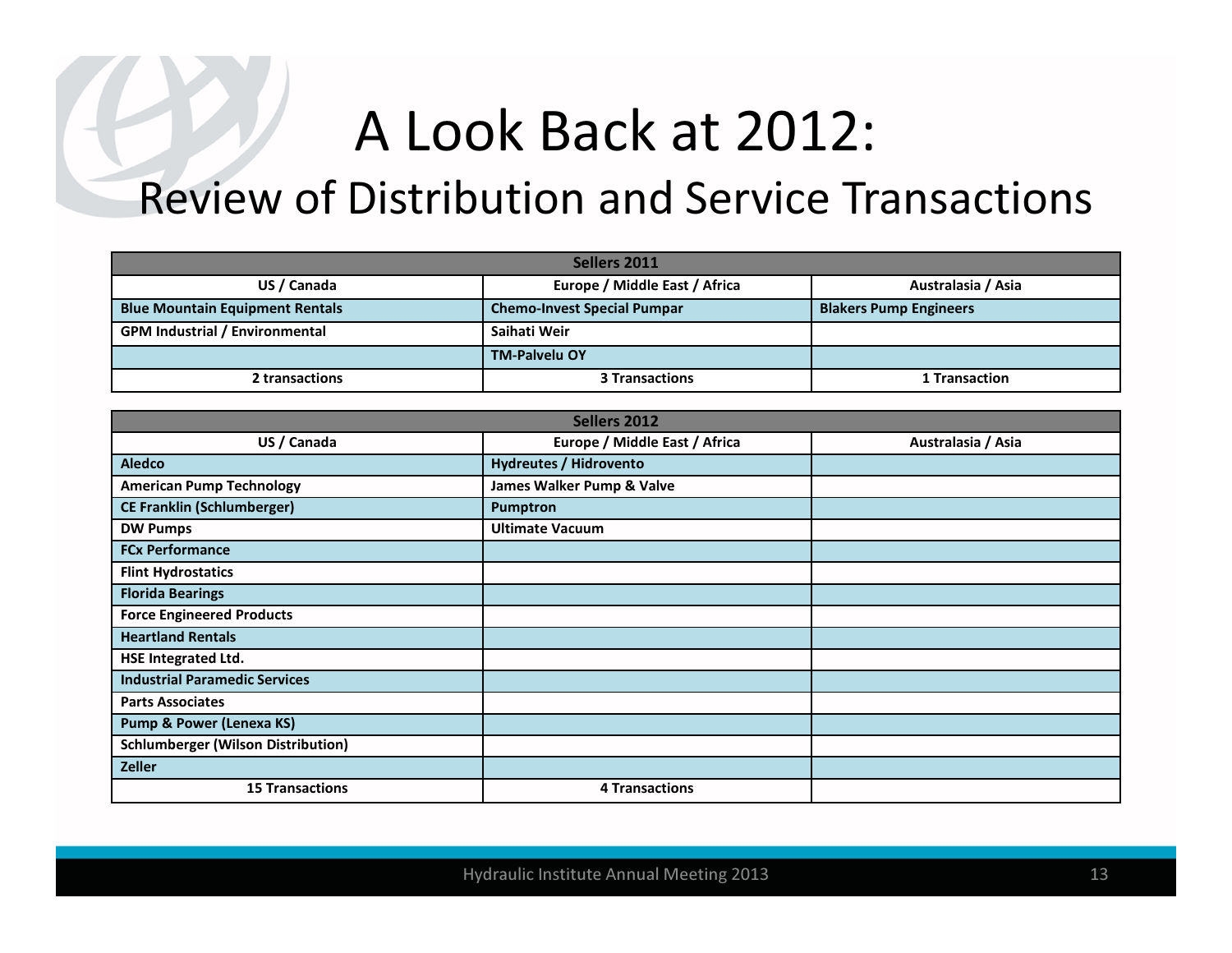# A Look Back at 2012:

## Review of Distribution and Service Transactions

| Sellers 2011 | | |
|---|---|---|
| **US / Canada** | **Europe / Middle East / Africa** | **Australasia / Asia** |
| **Blue Mountain Equipment Rentals** | **Chemo-Invest Special Pumpar** | **Blakers Pump Engineers** |
| **GPM Industrial / Environmental** | **Saihati Weir** | |
| | **TM-Palvelu OY** | |
| **2 transactions** | **3 Transactions** | **1 Transaction** |

| Sellers 2012 | | |
|---|---|---|
| **US / Canada** | **Europe / Middle East / Africa** | **Australasia / Asia** |
| **Aledco** | **Hydreutes / Hidrovento** | |
| **American Pump Technology** | **James Walker Pump & Valve** | |
| **CE Franklin (Schlumberger)** | **Pumptron** | |
| **DW Pumps** | **Ultimate Vacuum** | |
| **FCx Performance** | | |
| **Flint Hydrostatics** | | |
| **Florida Bearings** | | |
| **Force Engineered Products** | | |
| **Heartland Rentals** | | |
| **HSE Integrated Ltd.** | | |
| **Industrial Paramedic Services** | | |
| **Parts Associates** | | |
| **Pump & Power (Lenexa KS)** | | |
| **Schlumberger (Wilson Distribution)** | | |
| **Zeller** | | |
| **15 Transactions** | **4 Transactions** | |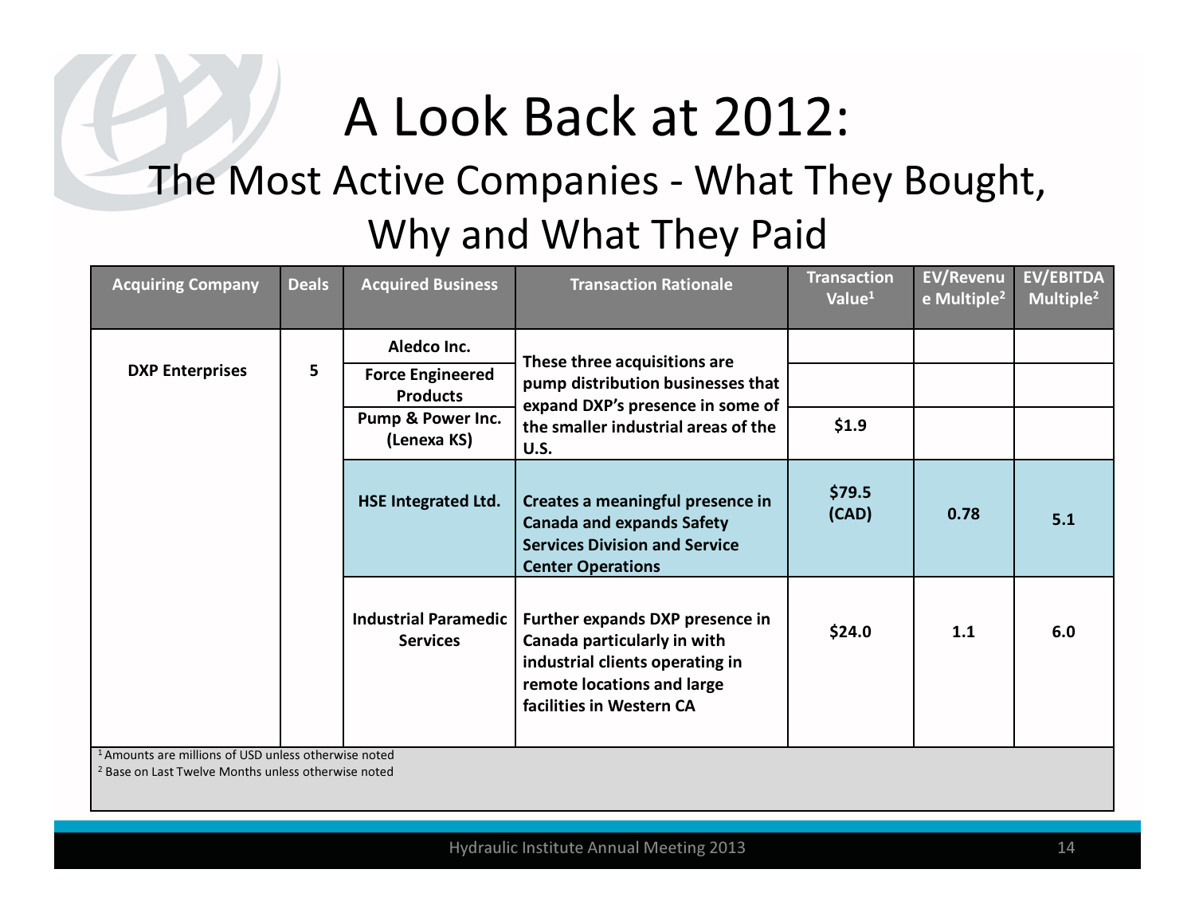# A Look Back at 2012:

## The Most Active Companies - What They Bought, Why and What They Paid

| Acquiring Company | Deals | Acquired Business | Transaction Rationale | Transaction Value[1] | EV/Revenue Multiple[2] | EV/EBITDA Multiple[2] |
|---|---|---|---|---|---|---|
| **DXP Enterprises** | **5** | **Aledco Inc.** | **These three acquisitions are pump distribution businesses that expand DXP's presence in some of the smaller industrial areas of the U.S.** | | | |
| | | **Force Engineered Products** | | | | |
| | | **Pump & Power Inc. (Lenexa KS)** | | **$1.9** | | |
| | | **HSE Integrated Ltd.** | **Creates a meaningful presence in Canada and expands Safety Services Division and Service Center Operations** | **$79.5 (CAD)** | **0.78** | **5.1** |
| | | **Industrial Paramedic Services** | **Further expands DXP presence in Canada particularly in with industrial clients operating in remote locations and large facilities in Western CA** | **$24.0** | **1.1** | **6.0** |

[1] Amounts are millions of USD unless otherwise noted

[2] Base on Last Twelve Months unless otherwise noted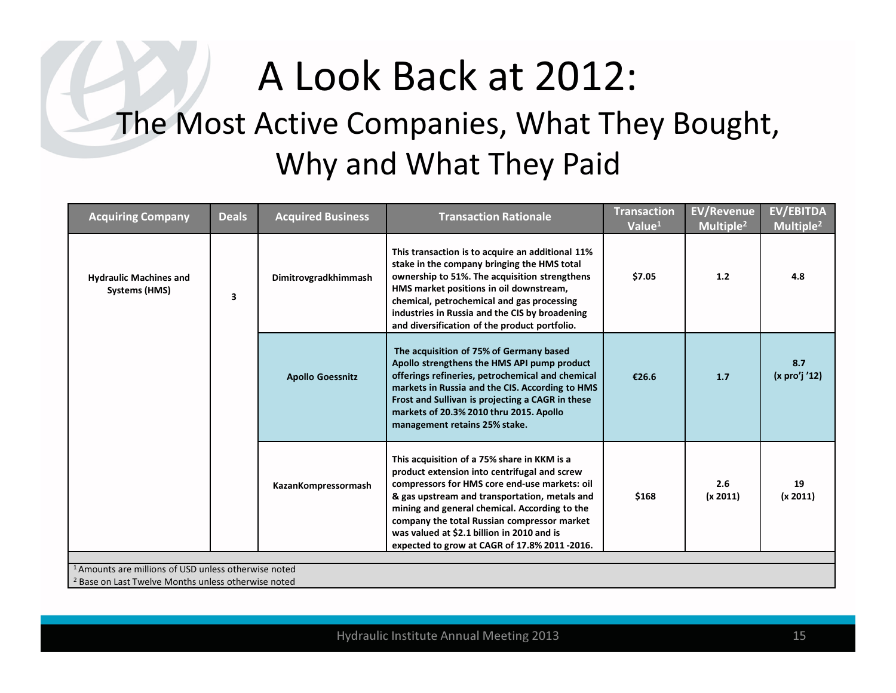# A Look Back at 2012:

## The Most Active Companies, What They Bought, Why and What They Paid

| Acquiring Company | Deals | Acquired Business | Transaction Rationale | Transaction Value[1] | EV/Revenue Multiple[2] | EV/EBITDA Multiple[2] |
|---|---|---|---|---|---|---|
| **Hydraulic Machines and Systems (HMS)** | **3** | **Dimitrovgradkhimmash** | **This transaction is to acquire an additional 11% stake in the company bringing the HMS total ownership to 51%. The acquisition strengthens HMS market positions in oil downstream, chemical, petrochemical and gas processing industries in Russia and the CIS by broadening and diversification of the product portfolio.** | **$7.05** | **1.2** | **4.8** |
| | | **Apollo Goessnitz** | **The acquisition of 75% of Germany based Apollo strengthens the HMS API pump product offerings refineries, petrochemical and chemical markets in Russia and the CIS. According to HMS Frost and Sullivan is projecting a CAGR in these markets of 20.3% 2010 thru 2015. Apollo management retains 25% stake.** | **€26.6** | **1.7** | **8.7 (x pro'j '12)** |
| | | **KazanKompressormash** | **This acquisition of a 75% share in KKM is a product extension into centrifugal and screw compressors for HMS core end-use markets: oil & gas upstream and transportation, metals and mining and general chemical. According to the company the total Russian compressor market was valued at $2.1 billion in 2010 and is expected to grow at CAGR of 17.8% 2011 -2016.** | **$168** | **2.6 (x 2011)** | **19 (x 2011)** |

[1] Amounts are millions of USD unless otherwise noted
[2] Base on Last Twelve Months unless otherwise noted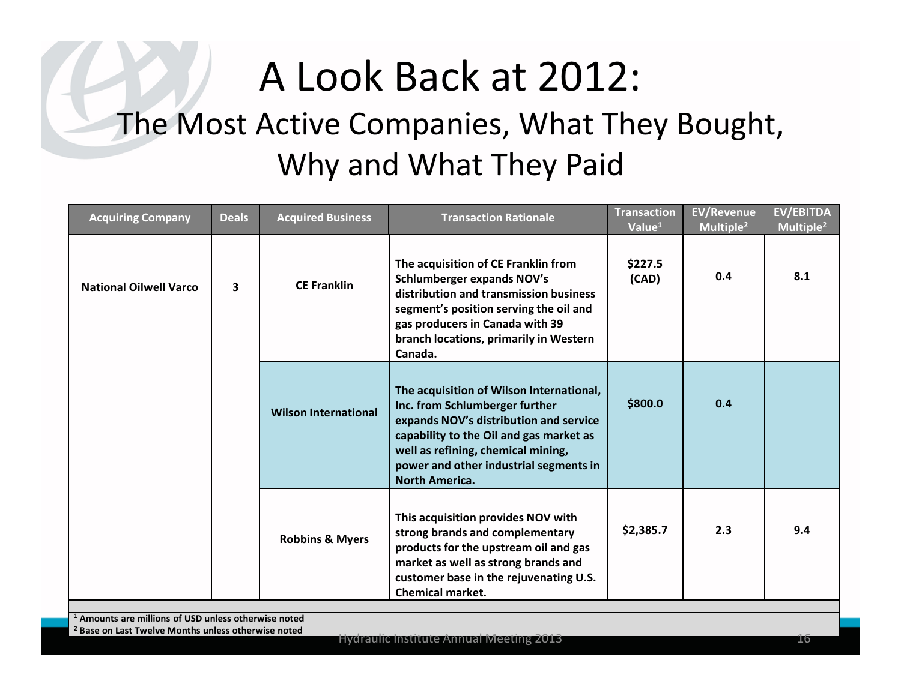# A Look Back at 2012:

## The Most Active Companies, What They Bought, Why and What They Paid

| Acquiring Company | Deals | Acquired Business | Transaction Rationale | Transaction Value[1] | EV/Revenue Multiple[2] | EV/EBITDA Multiple[2] |
|---|---|---|---|---|---|---|
| **National Oilwell Varco** | **3** | **CE Franklin** | **The acquisition of CE Franklin from Schlumberger expands NOV's distribution and transmission business segment's position serving the oil and gas producers in Canada with 39 branch locations, primarily in Western Canada.** | **$227.5 (CAD)** | **0.4** | **8.1** |
| | | **Wilson International** | **The acquisition of Wilson International, Inc. from Schlumberger further expands NOV's distribution and service capability to the Oil and gas market as well as refining, chemical mining, power and other industrial segments in North America.** | **$800.0** | **0.4** | |
| | | **Robbins & Myers** | **This acquisition provides NOV with strong brands and complementary products for the upstream oil and gas market as well as strong brands and customer base in the rejuvenating U.S. Chemical market.** | **$2,385.7** | **2.3** | **9.4** |

[1] **Amounts are millions of USD unless otherwise noted**

[2] **Base on Last Twelve Months unless otherwise noted**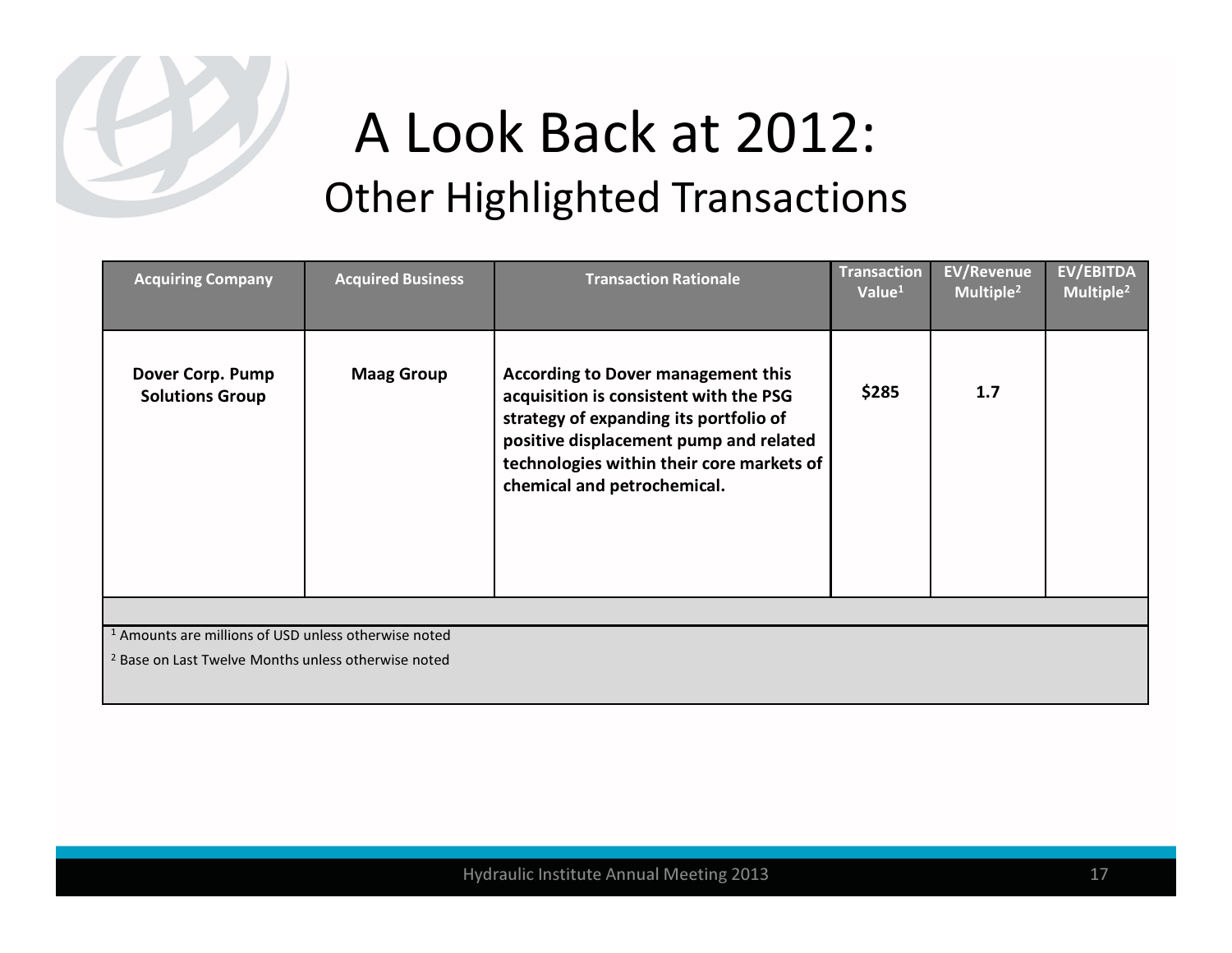# A Look Back at 2012:
## Other Highlighted Transactions

| Acquiring Company | Acquired Business | Transaction Rationale | Transaction Value[1] | EV/Revenue Multiple[2] | EV/EBITDA Multiple[2] |
|---|---|---|---|---|---|
| **Dover Corp. Pump Solutions Group** | **Maag Group** | **According to Dover management this acquisition is consistent with the PSG strategy of expanding its portfolio of positive displacement pump and related technologies within their core markets of chemical and petrochemical.** | **$285** | **1.7** | |

[1] Amounts are millions of USD unless otherwise noted

[2] Base on Last Twelve Months unless otherwise noted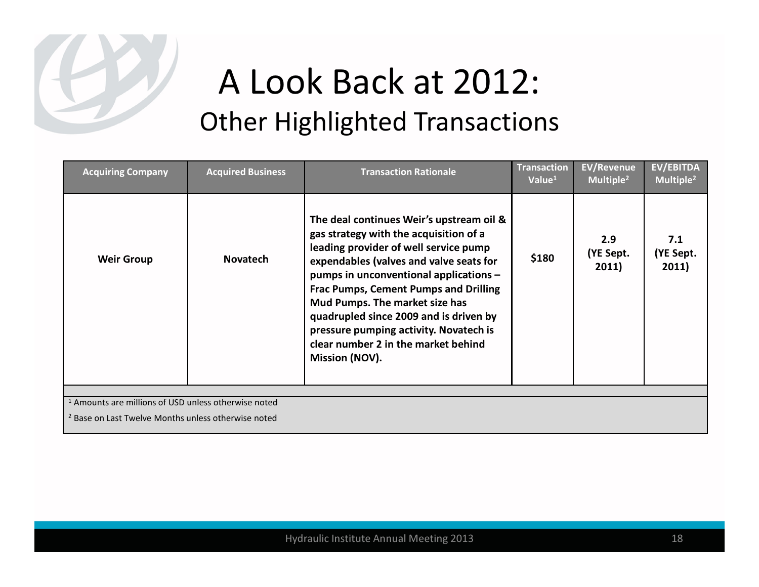# A Look Back at 2012:
## Other Highlighted Transactions

| Acquiring Company | Acquired Business | Transaction Rationale | Transaction Value[1] | EV/Revenue Multiple[2] | EV/EBITDA Multiple[2] |
|---|---|---|---|---|---|
| **Weir Group** | **Novatech** | **The deal continues Weir's upstream oil & gas strategy with the acquisition of a leading provider of well service pump expendables (valves and valve seats for pumps in unconventional applications – Frac Pumps, Cement Pumps and Drilling Mud Pumps. The market size has quadrupled since 2009 and is driven by pressure pumping activity. Novatech is clear number 2 in the market behind Mission (NOV).** | **$180** | **2.9 (YE Sept. 2011)** | **7.1 (YE Sept. 2011)** |

[1] Amounts are millions of USD unless otherwise noted

[2] Base on Last Twelve Months unless otherwise noted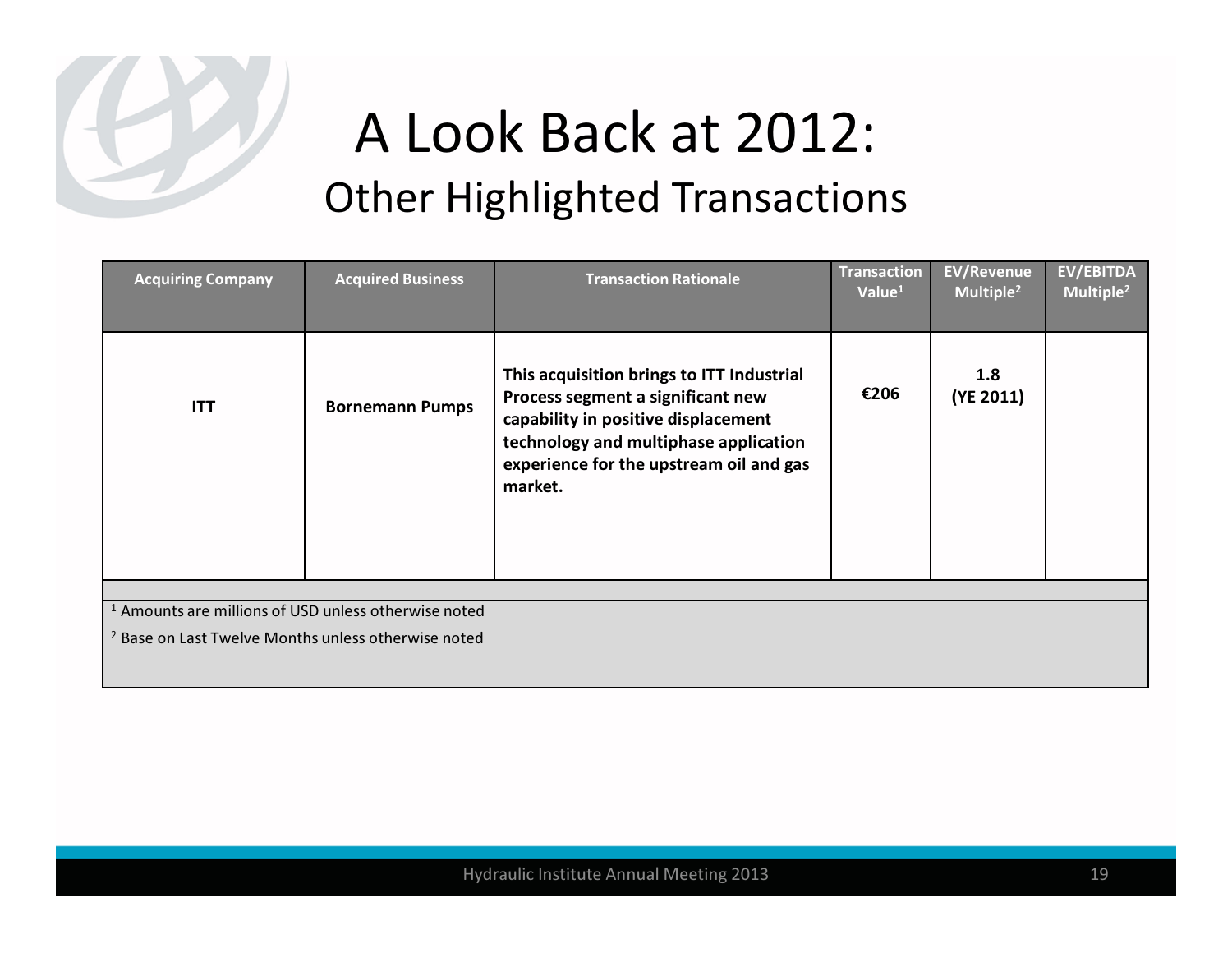# A Look Back at 2012:

## Other Highlighted Transactions

| Acquiring Company | Acquired Business | Transaction Rationale | Transaction Value[1] | EV/Revenue Multiple[2] | EV/EBITDA Multiple[2] |
|---|---|---|---|---|---|
| **ITT** | **Bornemann Pumps** | **This acquisition brings to ITT Industrial Process segment a significant new capability in positive displacement technology and multiphase application experience for the upstream oil and gas market.** | **€206** | **1.8 (YE 2011)** | |

[1] Amounts are millions of USD unless otherwise noted

[2] Base on Last Twelve Months unless otherwise noted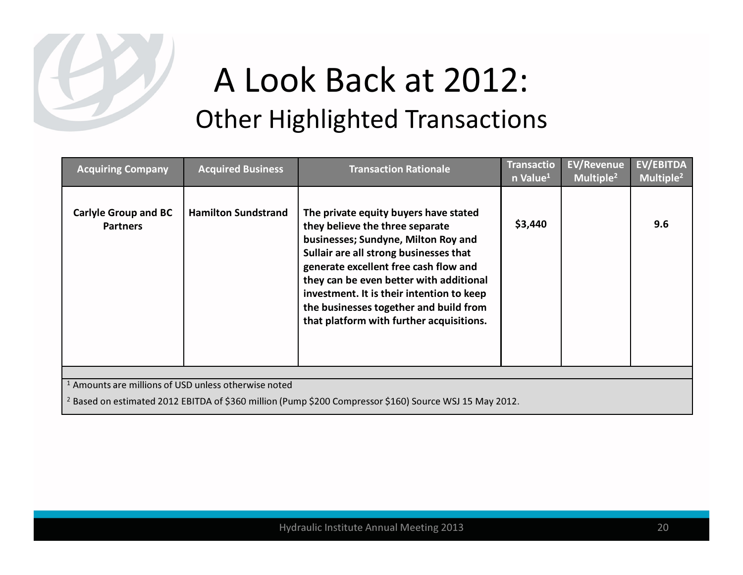# A Look Back at 2012:

## Other Highlighted Transactions

| Acquiring Company | Acquired Business | Transaction Rationale | Transaction Value[1] | EV/Revenue Multiple[2] | EV/EBITDA Multiple[2] |
|---|---|---|---|---|---|
| **Carlyle Group and BC Partners** | **Hamilton Sundstrand** | **The private equity buyers have stated they believe the three separate businesses; Sundyne, Milton Roy and Sullair are all strong businesses that generate excellent free cash flow and they can be even better with additional investment. It is their intention to keep the businesses together and build from that platform with further acquisitions.** | **$3,440** | | **9.6** |

[1] Amounts are millions of USD unless otherwise noted

[2] Based on estimated 2012 EBITDA of $360 million (Pump $200 Compressor $160) Source WSJ 15 May 2012.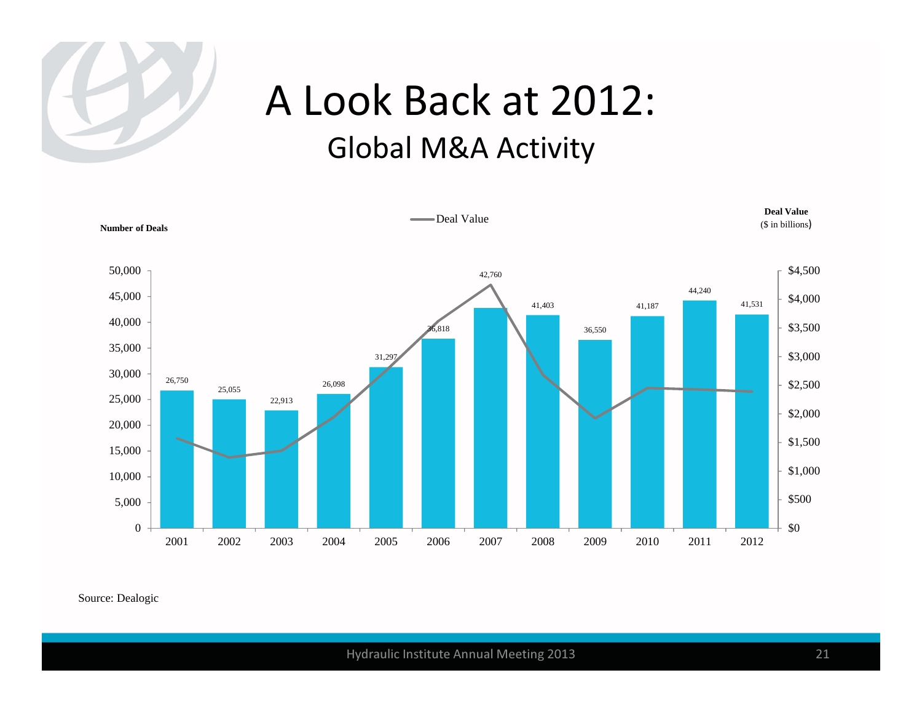# A Look Back at 2012:

## Global M&A Activity

| Year | Number of Deals |
|---|---|
| 2001 | 26,750 |
| 2002 | 25,055 |
| 2003 | 22,913 |
| 2004 | 26,098 |
| 2005 | 31,297 |
| 2006 | 36,818 |
| 2007 | 42,760 |
| 2008 | 41,403 |
| 2009 | 36,550 |
| 2010 | 41,187 |
| 2011 | 44,240 |
| 2012 | 41,531 |

Number of Deals — Deal Value — Deal Value ($ in billions)

Source: Dealogic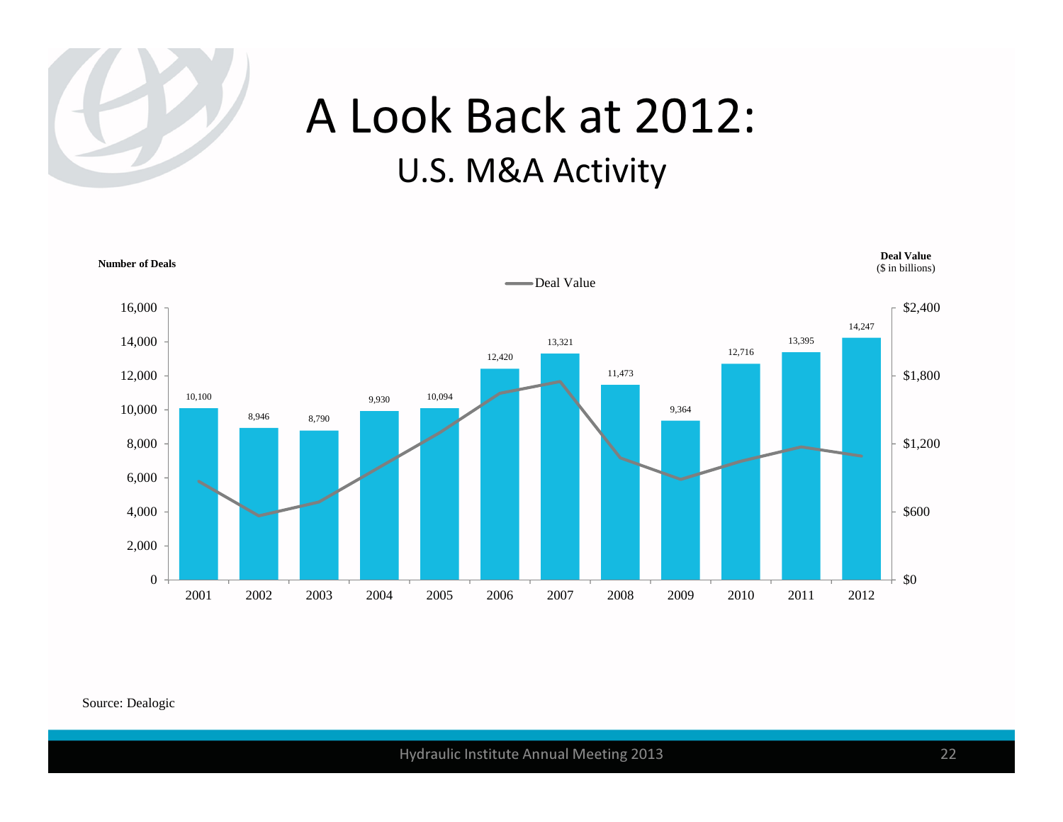# A Look Back at 2012:

## U.S. M&A Activity

| Year | Number of Deals |
|---|---|
| 2001 | 10,100 |
| 2002 | 8,946 |
| 2003 | 8,790 |
| 2004 | 9,930 |
| 2005 | 10,094 |
| 2006 | 12,420 |
| 2007 | 13,321 |
| 2008 | 11,473 |
| 2009 | 9,364 |
| 2010 | 12,716 |
| 2011 | 13,395 |
| 2012 | 14,247 |

Number of Deals — Deal Value ($ in billions)

Source: Dealogic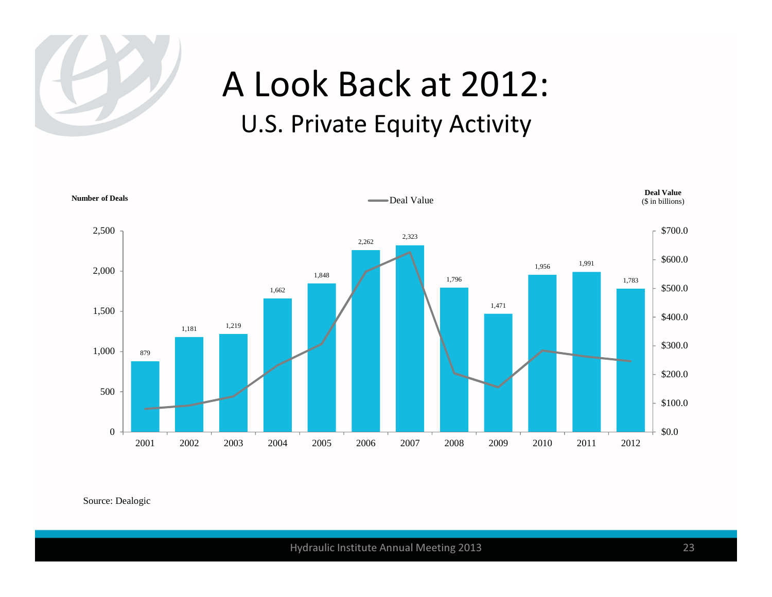# A Look Back at 2012:

## U.S. Private Equity Activity

| Year | Number of Deals |
|---|---|
| 2001 | 879 |
| 2002 | 1,181 |
| 2003 | 1,219 |
| 2004 | 1,662 |
| 2005 | 1,848 |
| 2006 | 2,262 |
| 2007 | 2,323 |
| 2008 | 1,796 |
| 2009 | 1,471 |
| 2010 | 1,956 |
| 2011 | 1,991 |
| 2012 | 1,783 |

Number of Deals — Deal Value — Deal Value ($ in billions)

Source: Dealogic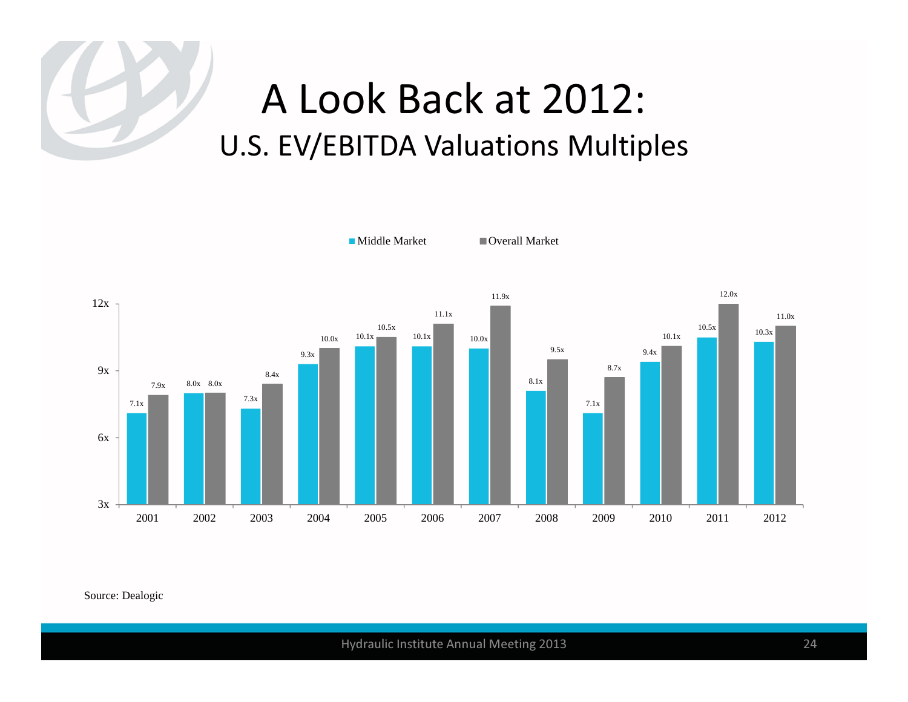# A Look Back at 2012:

## U.S. EV/EBITDA Valuations Multiples

| Year | Middle Market | Overall Market |
|---|---|---|
| 2001 | 7.1x | 7.9x |
| 2002 | 8.0x | 8.0x |
| 2003 | 7.3x | 8.4x |
| 2004 | 9.3x | 10.0x |
| 2005 | 10.1x | 10.5x |
| 2006 | 10.1x | 11.1x |
| 2007 | 10.0x | 11.9x |
| 2008 | 8.1x | 9.5x |
| 2009 | 7.1x | 8.7x |
| 2010 | 9.4x | 10.1x |
| 2011 | 10.5x | 12.0x |
| 2012 | 10.3x | 11.0x |

Source: Dealogic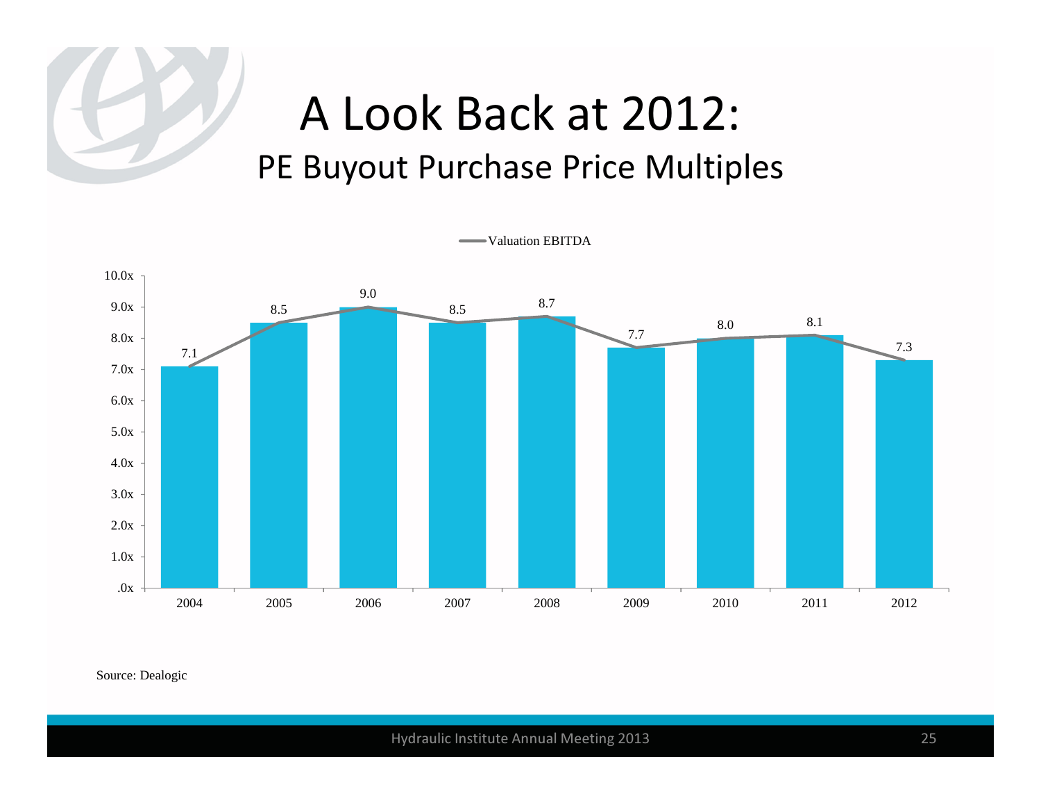# A Look Back at 2012:

## PE Buyout Purchase Price Multiples

Valuation EBITDA

| Year | Valuation EBITDA |
|---|---|
| 2004 | 7.1 |
| 2005 | 8.5 |
| 2006 | 9.0 |
| 2007 | 8.5 |
| 2008 | 8.7 |
| 2009 | 7.7 |
| 2010 | 8.0 |
| 2011 | 8.1 |
| 2012 | 7.3 |

Source: Dealogic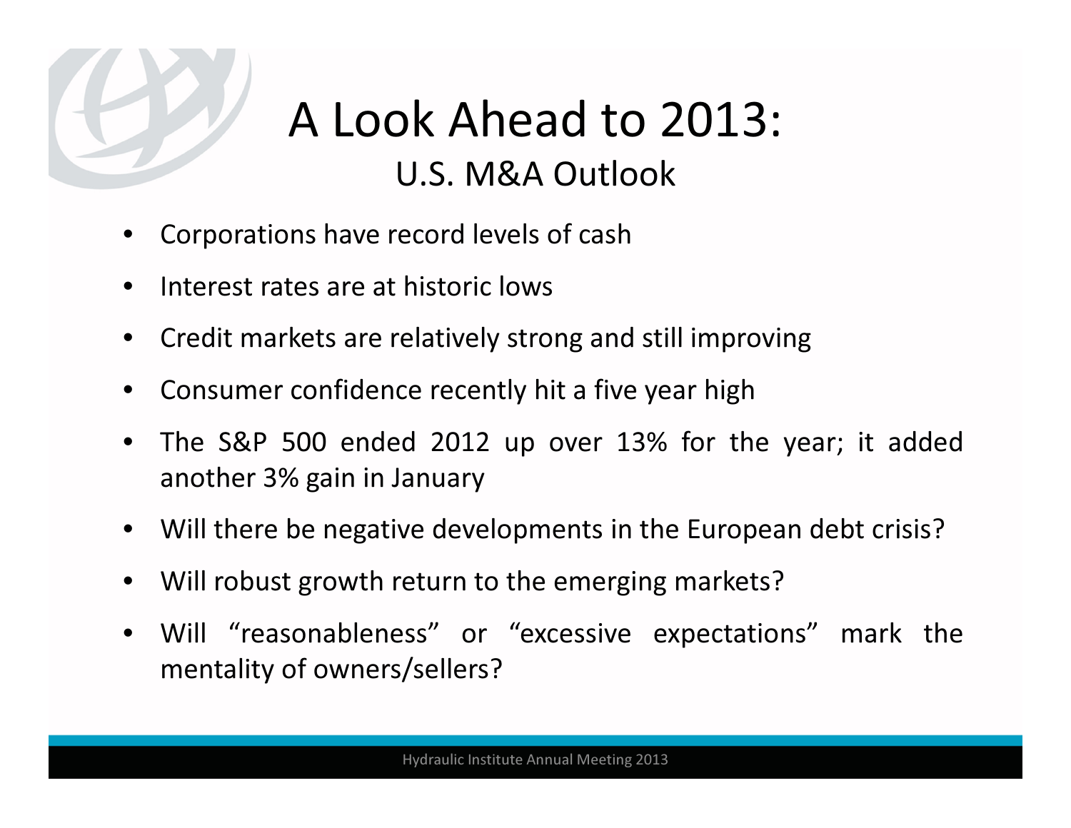# A Look Ahead to 2013:

## U.S. M&A Outlook

- Corporations have record levels of cash
- Interest rates are at historic lows
- Credit markets are relatively strong and still improving
- Consumer confidence recently hit a five year high
- The S&P 500 ended 2012 up over 13% for the year; it added another 3% gain in January
- Will there be negative developments in the European debt crisis?
- Will robust growth return to the emerging markets?
- Will “reasonableness” or “excessive expectations” mark the mentality of owners/sellers?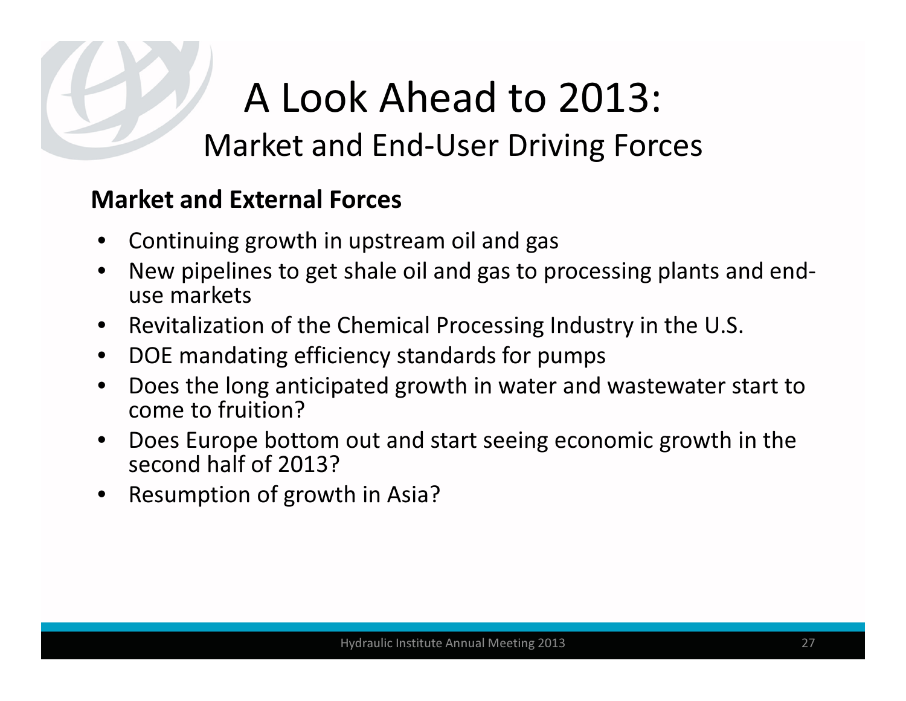# A Look Ahead to 2013:

## Market and End-User Driving Forces

**Market and External Forces**

- Continuing growth in upstream oil and gas
- New pipelines to get shale oil and gas to processing plants and end-use markets
- Revitalization of the Chemical Processing Industry in the U.S.
- DOE mandating efficiency standards for pumps
- Does the long anticipated growth in water and wastewater start to come to fruition?
- Does Europe bottom out and start seeing economic growth in the second half of 2013?
- Resumption of growth in Asia?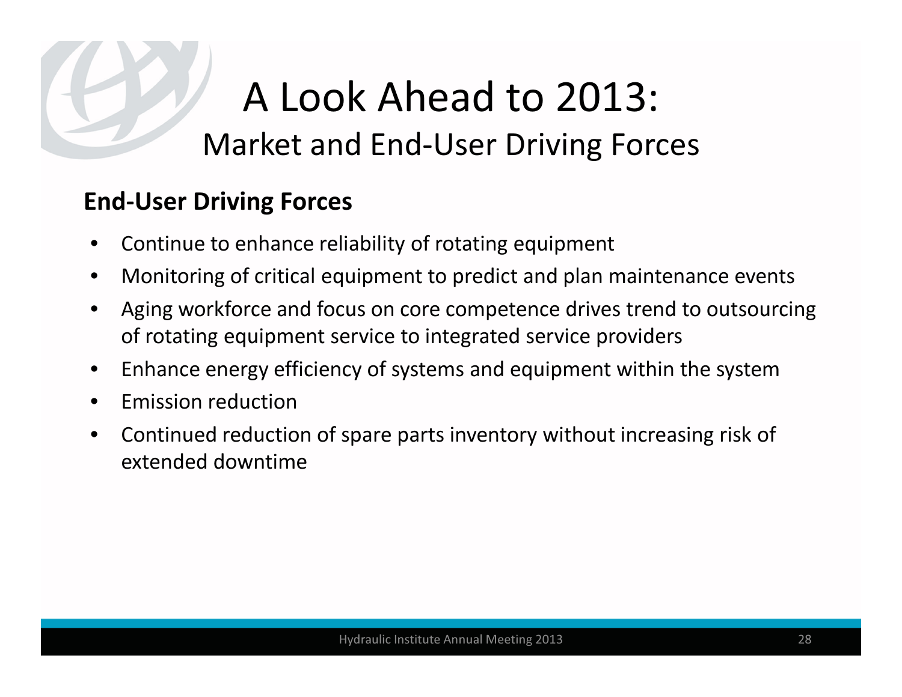# A Look Ahead to 2013:

## Market and End-User Driving Forces

**End-User Driving Forces**

- Continue to enhance reliability of rotating equipment
- Monitoring of critical equipment to predict and plan maintenance events
- Aging workforce and focus on core competence drives trend to outsourcing of rotating equipment service to integrated service providers
- Enhance energy efficiency of systems and equipment within the system
- Emission reduction
- Continued reduction of spare parts inventory without increasing risk of extended downtime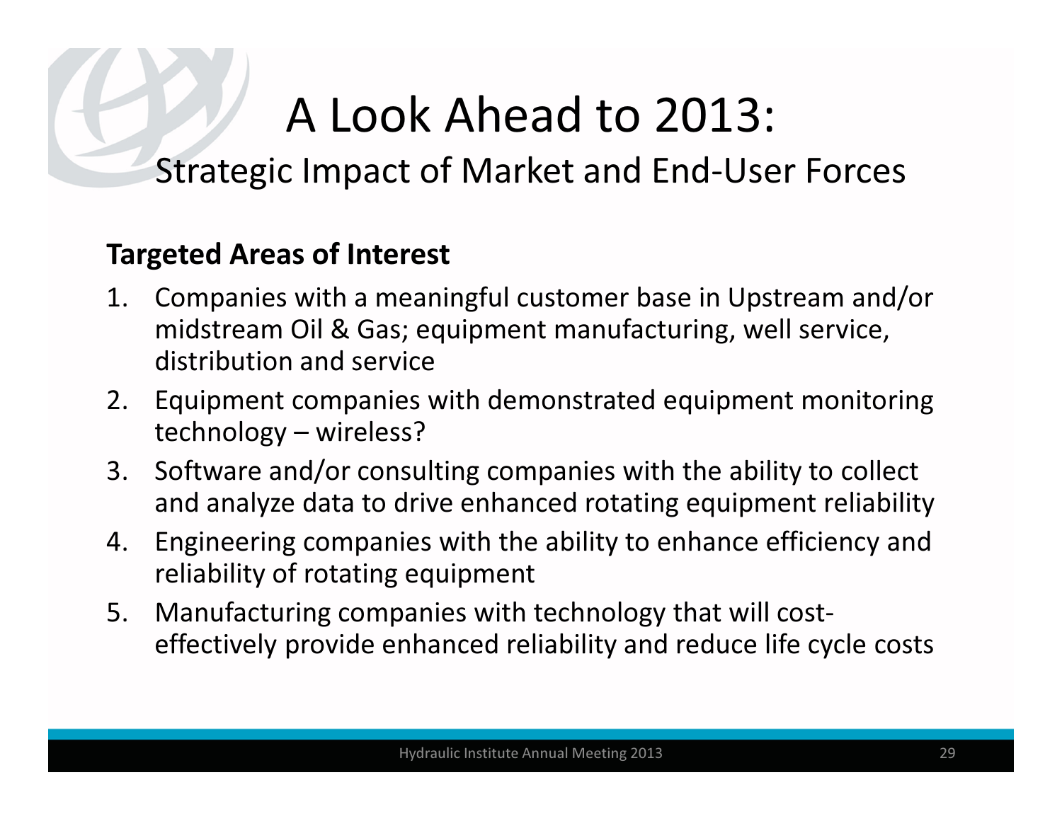# A Look Ahead to 2013:

## Strategic Impact of Market and End-User Forces

**Targeted Areas of Interest**

1. Companies with a meaningful customer base in Upstream and/or midstream Oil & Gas; equipment manufacturing, well service, distribution and service
2. Equipment companies with demonstrated equipment monitoring technology – wireless?
3. Software and/or consulting companies with the ability to collect and analyze data to drive enhanced rotating equipment reliability
4. Engineering companies with the ability to enhance efficiency and reliability of rotating equipment
5. Manufacturing companies with technology that will cost-effectively provide enhanced reliability and reduce life cycle costs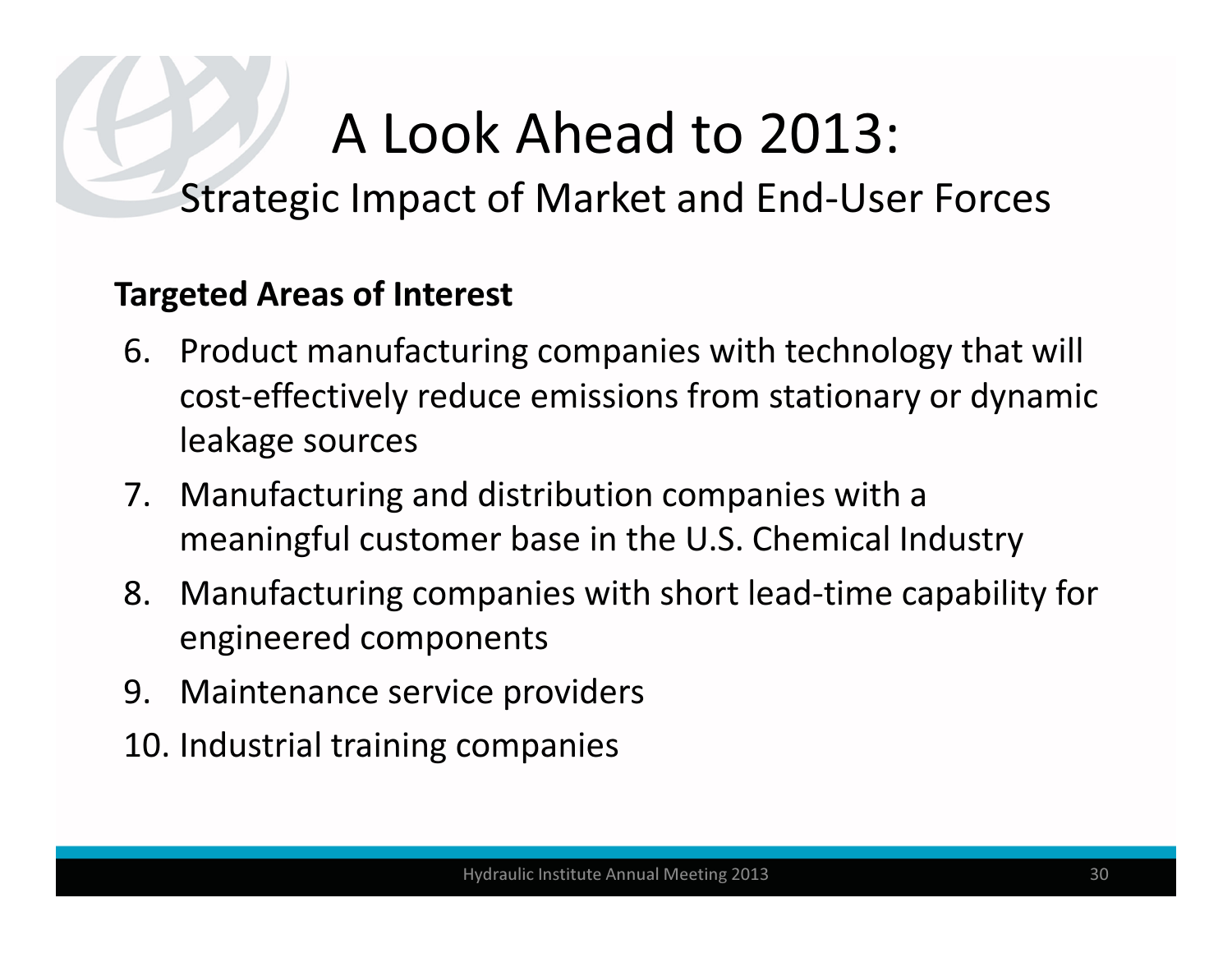# A Look Ahead to 2013:

## Strategic Impact of Market and End-User Forces

**Targeted Areas of Interest**

6. Product manufacturing companies with technology that will cost-effectively reduce emissions from stationary or dynamic leakage sources
7. Manufacturing and distribution companies with a meaningful customer base in the U.S. Chemical Industry
8. Manufacturing companies with short lead-time capability for engineered components
9. Maintenance service providers
10. Industrial training companies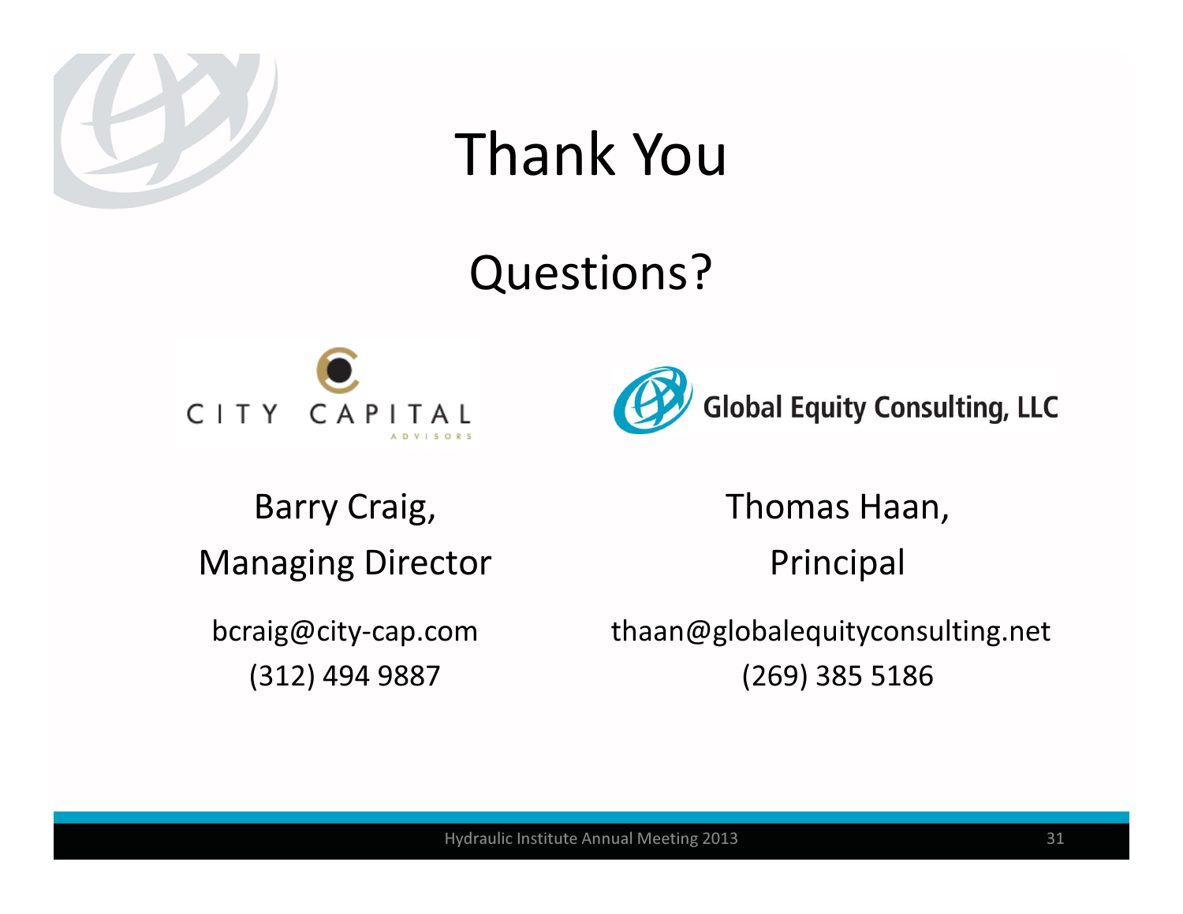# Thank You

## Questions?

CITY CAPITAL ADVISORS

Barry Craig,
Managing Director

bcraig@city-cap.com
(312) 494 9887

Global Equity Consulting, LLC

Thomas Haan,
Principal

thaan@globalequityconsulting.net
(269) 385 5186